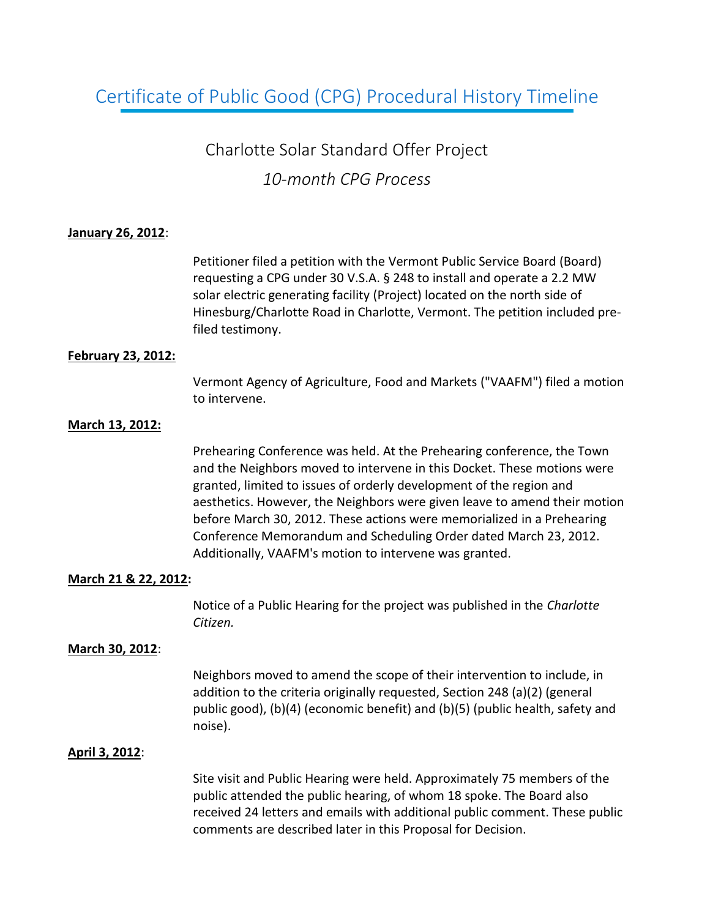# Certificate of Public Good (CPG) Procedural History Timeline

## Charlotte Solar Standard Offer Project

### *10-month CPG Process*

**January 26, 2012**:

Petitioner filed a petition with the Vermont Public Service Board (Board) requesting a CPG under 30 V.S.A. § 248 to install and operate a 2.2 MW solar electric generating facility (Project) located on the north side of Hinesburg/Charlotte Road in Charlotte, Vermont. The petition included pre-filed testimony.

**February 23, 2012:**

Vermont Agency of Agriculture, Food and Markets ("VAAFM") filed a motion to intervene.

**March 13, 2012:**

Prehearing Conference was held. At the Prehearing conference, the Town and the Neighbors moved to intervene in this Docket. These motions were granted, limited to issues of orderly development of the region and aesthetics. However, the Neighbors were given leave to amend their motion before March 30, 2012. These actions were memorialized in a Prehearing Conference Memorandum and Scheduling Order dated March 23, 2012. Additionally, VAAFM's motion to intervene was granted.

**March 21 & 22, 2012:**

Notice of a Public Hearing for the project was published in the *Charlotte Citizen.*

**March 30, 2012**:

Neighbors moved to amend the scope of their intervention to include, in addition to the criteria originally requested, Section 248 (a)(2) (general public good), (b)(4) (economic benefit) and (b)(5) (public health, safety and noise).

**April 3, 2012**:

Site visit and Public Hearing were held. Approximately 75 members of the public attended the public hearing, of whom 18 spoke. The Board also received 24 letters and emails with additional public comment. These public comments are described later in this Proposal for Decision.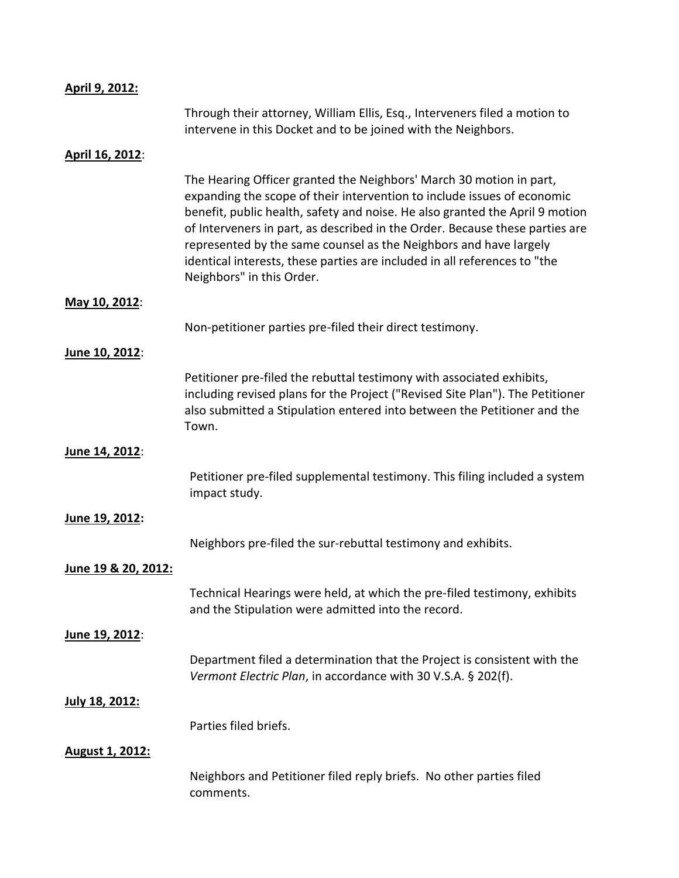**April 9, 2012:**

Through their attorney, William Ellis, Esq., Interveners filed a motion to intervene in this Docket and to be joined with the Neighbors.

**April 16, 2012**:

The Hearing Officer granted the Neighbors' March 30 motion in part, expanding the scope of their intervention to include issues of economic benefit, public health, safety and noise. He also granted the April 9 motion of Interveners in part, as described in the Order. Because these parties are represented by the same counsel as the Neighbors and have largely identical interests, these parties are included in all references to "the Neighbors" in this Order.

**May 10, 2012**:

Non-petitioner parties pre-filed their direct testimony.

**June 10, 2012**:

Petitioner pre-filed the rebuttal testimony with associated exhibits, including revised plans for the Project ("Revised Site Plan"). The Petitioner also submitted a Stipulation entered into between the Petitioner and the Town.

**June 14, 2012**:

Petitioner pre-filed supplemental testimony. This filing included a system impact study.

**June 19, 2012:**

Neighbors pre-filed the sur-rebuttal testimony and exhibits.

**June 19 & 20, 2012:**

Technical Hearings were held, at which the pre-filed testimony, exhibits and the Stipulation were admitted into the record.

**June 19, 2012**:

Department filed a determination that the Project is consistent with the *Vermont Electric Plan*, in accordance with 30 V.S.A. § 202(f).

**July 18, 2012:**

Parties filed briefs.

**August 1, 2012:**

Neighbors and Petitioner filed reply briefs. No other parties filed comments.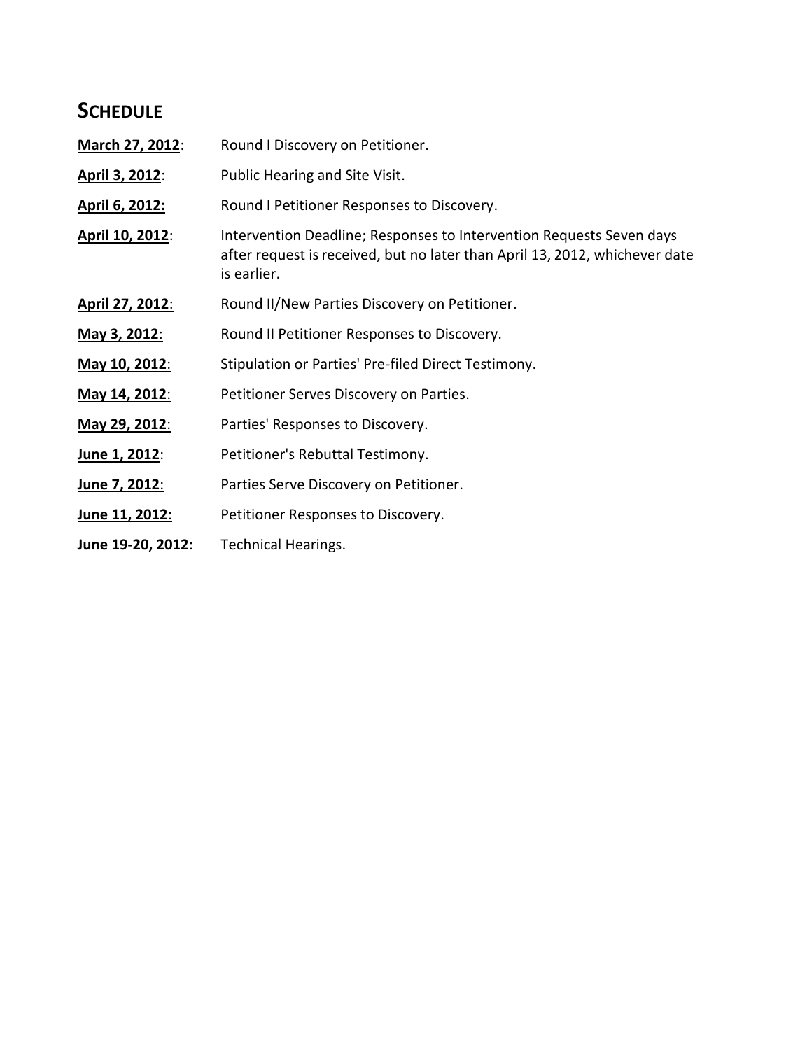## SCHEDULE

**March 27, 2012**: Round I Discovery on Petitioner.

**April 3, 2012**: Public Hearing and Site Visit.

**April 6, 2012:** Round I Petitioner Responses to Discovery.

**April 10, 2012**: Intervention Deadline; Responses to Intervention Requests Seven days after request is received, but no later than April 13, 2012, whichever date is earlier.

**April 27, 2012**: Round II/New Parties Discovery on Petitioner.

**May 3, 2012**: Round II Petitioner Responses to Discovery.

**May 10, 2012**: Stipulation or Parties' Pre-filed Direct Testimony.

**May 14, 2012**: Petitioner Serves Discovery on Parties.

**May 29, 2012**: Parties' Responses to Discovery.

**June 1, 2012**: Petitioner's Rebuttal Testimony.

**June 7, 2012**: Parties Serve Discovery on Petitioner.

**June 11, 2012**: Petitioner Responses to Discovery.

**June 19-20, 2012**: Technical Hearings.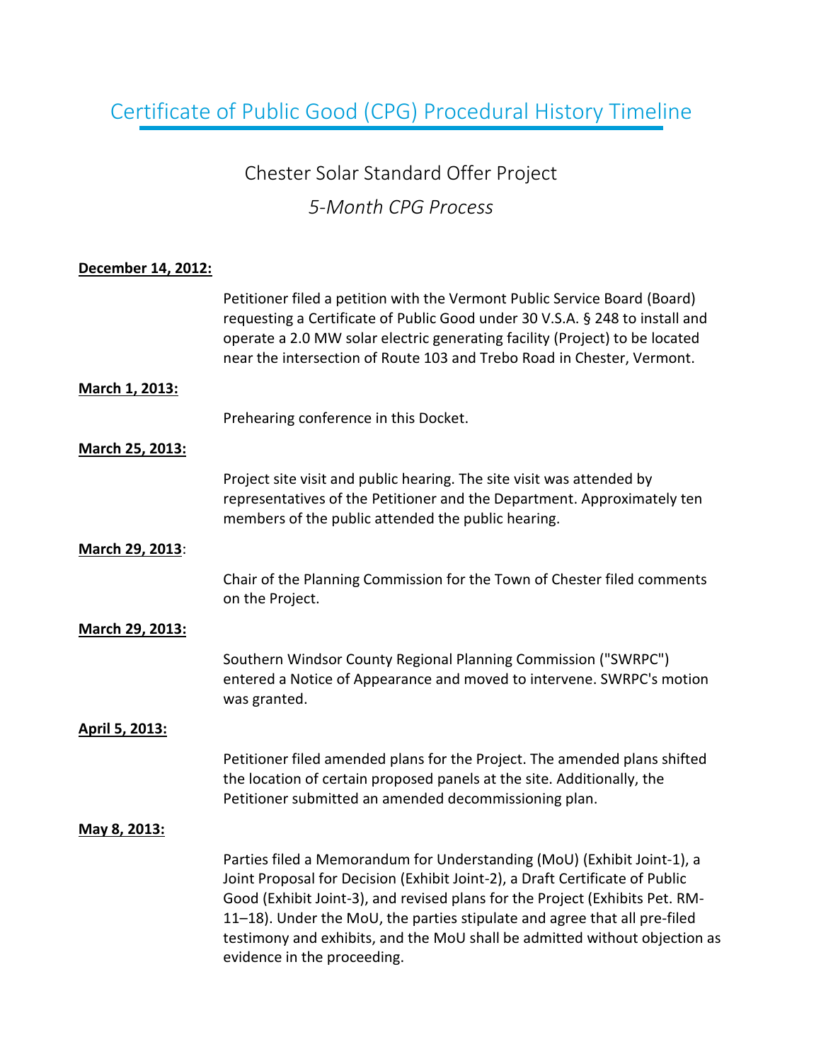# Certificate of Public Good (CPG) Procedural History Timeline

## Chester Solar Standard Offer Project

### *5-Month CPG Process*

**December 14, 2012:**

Petitioner filed a petition with the Vermont Public Service Board (Board) requesting a Certificate of Public Good under 30 V.S.A. § 248 to install and operate a 2.0 MW solar electric generating facility (Project) to be located near the intersection of Route 103 and Trebo Road in Chester, Vermont.

**March 1, 2013:**

Prehearing conference in this Docket.

**March 25, 2013:**

Project site visit and public hearing. The site visit was attended by representatives of the Petitioner and the Department. Approximately ten members of the public attended the public hearing.

**March 29, 2013**:

Chair of the Planning Commission for the Town of Chester filed comments on the Project.

**March 29, 2013:**

Southern Windsor County Regional Planning Commission ("SWRPC") entered a Notice of Appearance and moved to intervene. SWRPC's motion was granted.

**April 5, 2013:**

Petitioner filed amended plans for the Project. The amended plans shifted the location of certain proposed panels at the site. Additionally, the Petitioner submitted an amended decommissioning plan.

**May 8, 2013:**

Parties filed a Memorandum for Understanding (MoU) (Exhibit Joint-1), a Joint Proposal for Decision (Exhibit Joint-2), a Draft Certificate of Public Good (Exhibit Joint-3), and revised plans for the Project (Exhibits Pet. RM-11–18). Under the MoU, the parties stipulate and agree that all pre-filed testimony and exhibits, and the MoU shall be admitted without objection as evidence in the proceeding.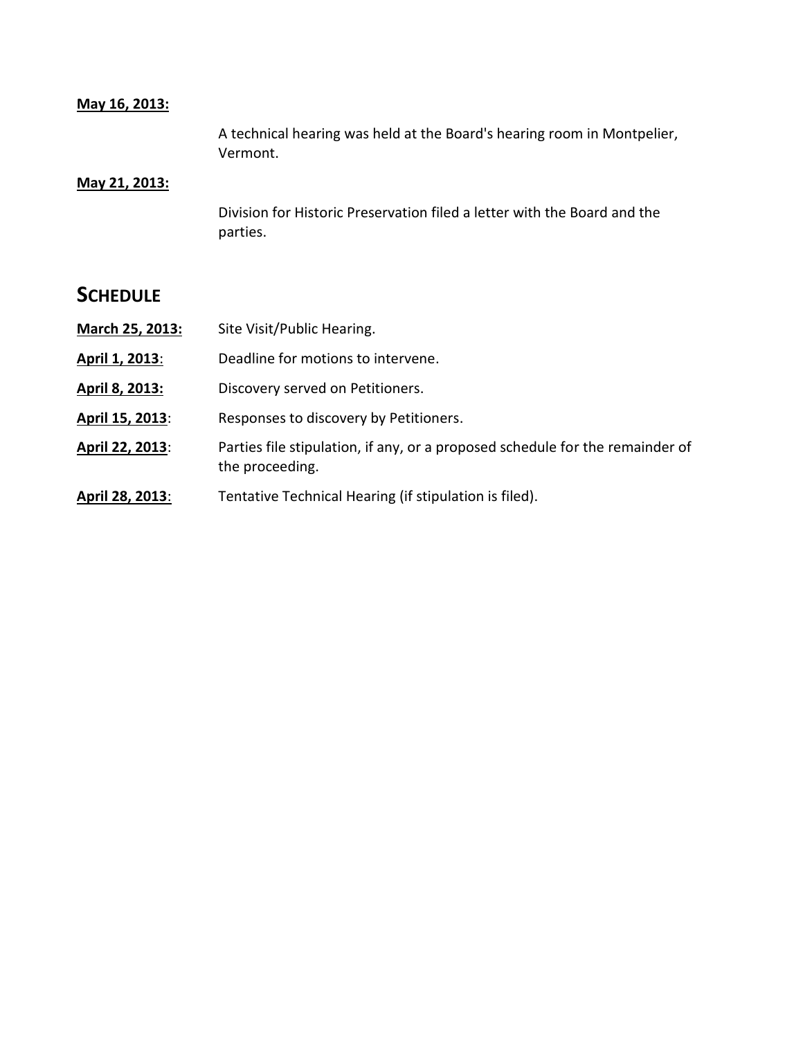**May 16, 2013:**

A technical hearing was held at the Board's hearing room in Montpelier, Vermont.

**May 21, 2013:**

Division for Historic Preservation filed a letter with the Board and the parties.

## SCHEDULE

**March 25, 2013:** Site Visit/Public Hearing.

**April 1, 2013**: Deadline for motions to intervene.

**April 8, 2013:** Discovery served on Petitioners.

**April 15, 2013**: Responses to discovery by Petitioners.

**April 22, 2013**: Parties file stipulation, if any, or a proposed schedule for the remainder of the proceeding.

**April 28, 2013**: Tentative Technical Hearing (if stipulation is filed).